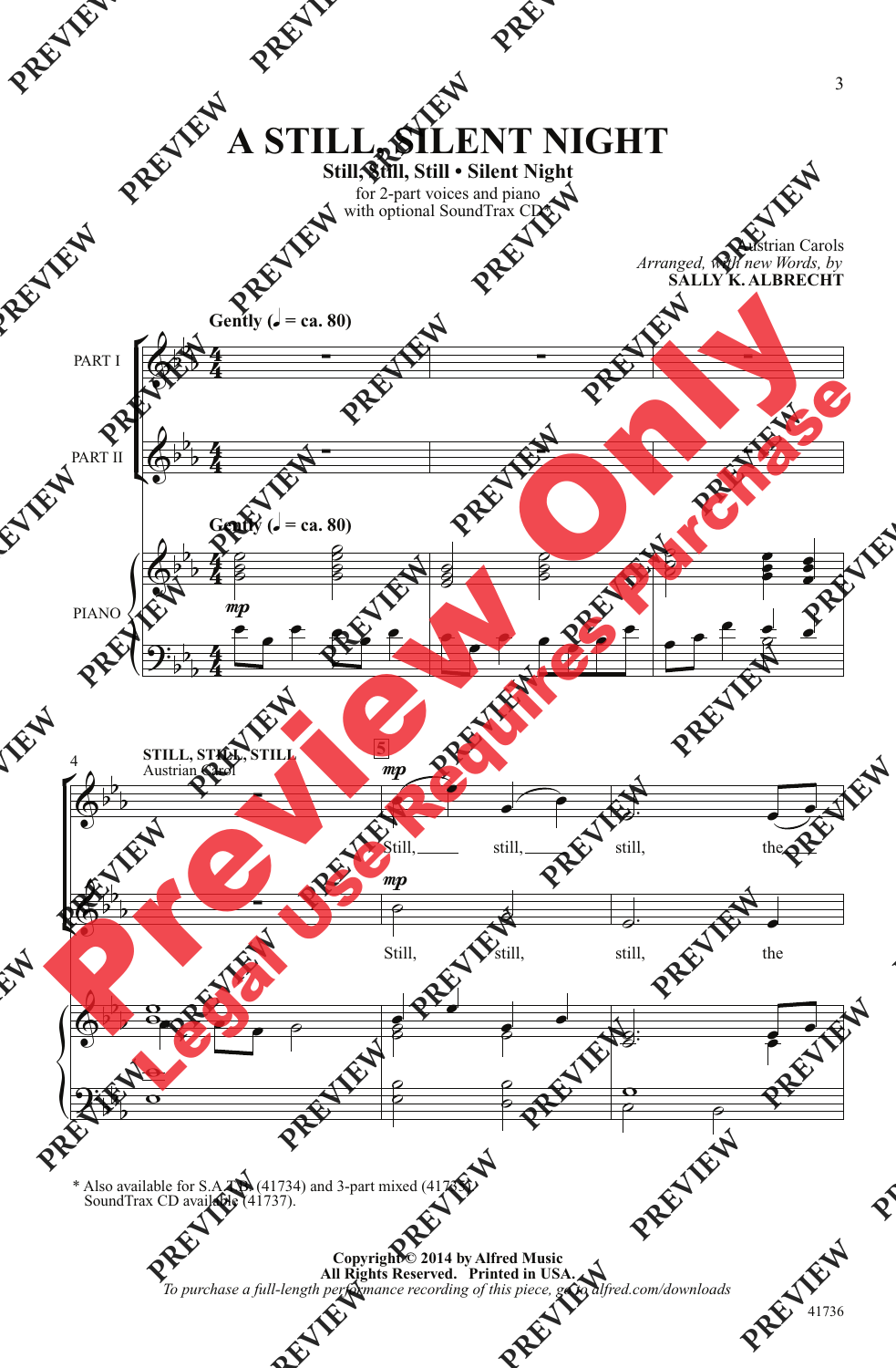# A STILL, SILENT NIGHT

**Still, Still, Still • Silent Night**

for 2-part voices and piano
with optional SoundTrax CD*

Austrian Carols
*Arranged, with new Words, by*
**SALLY K. ALBRECHT**

**Gently (♩ = ca. 80)**

PART I

PART II

PIANO

*mp*

**STILL, STILL, STILL**
Austrian Carol

5

*mp*

Still, still, still, the

*mp*

Still, still, still, the

\* Also available for S.A.T.B. (41734) and 3-part mixed (41735).
SoundTrax CD available (41737).

**Copyright © 2014 by Alfred Music**
**All Rights Reserved. Printed in USA.**
*To purchase a full-length performance recording of this piece, go to alfred.com/downloads*

41736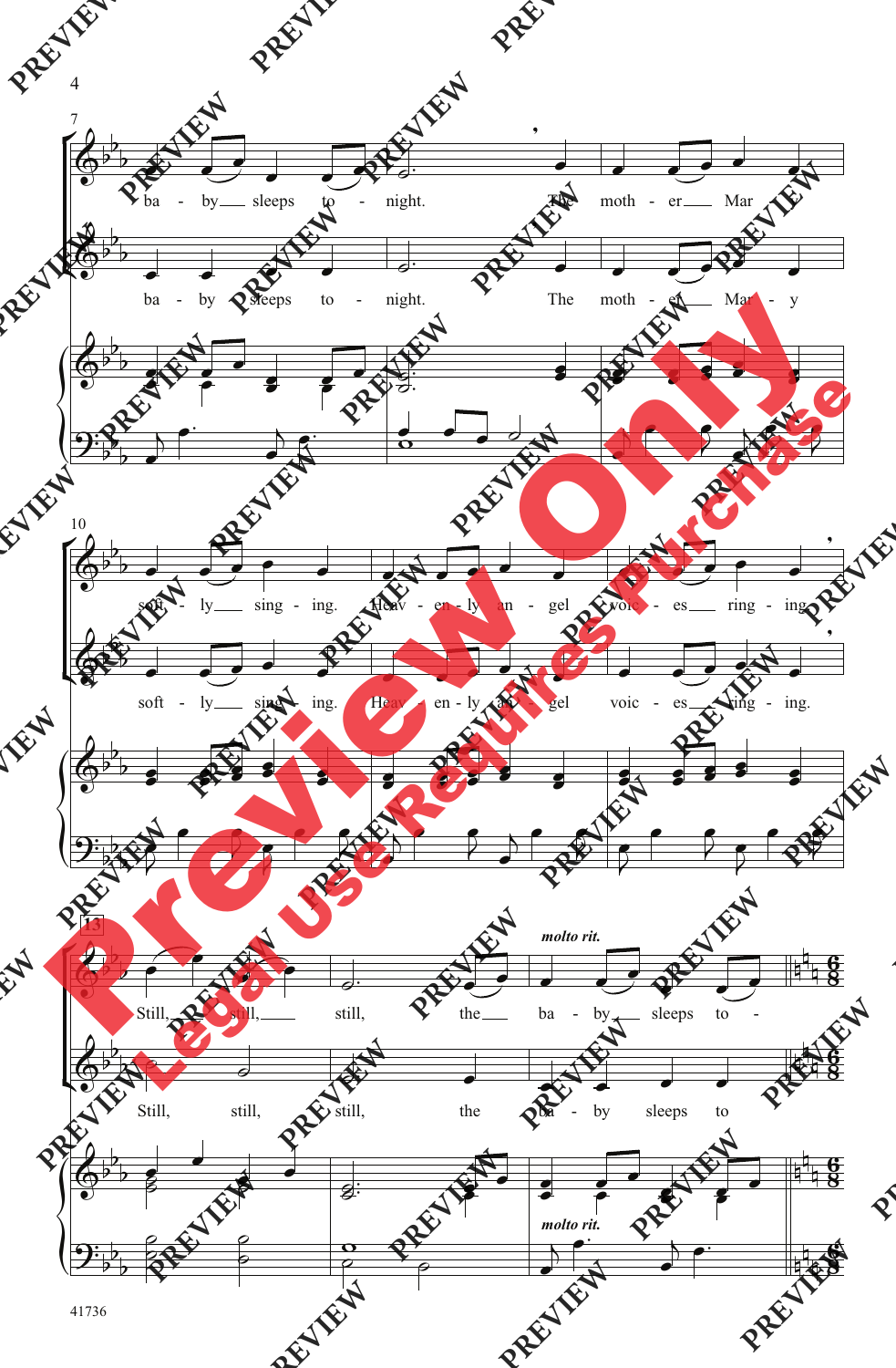7

ba - by sleeps to - night. The moth - er Mar - y

10

soft - ly sing - ing. Heav - en - ly an - gel voic - es ring - ing.

13

*molto rit.*

Still, still, still, the ba - by sleeps to -

41736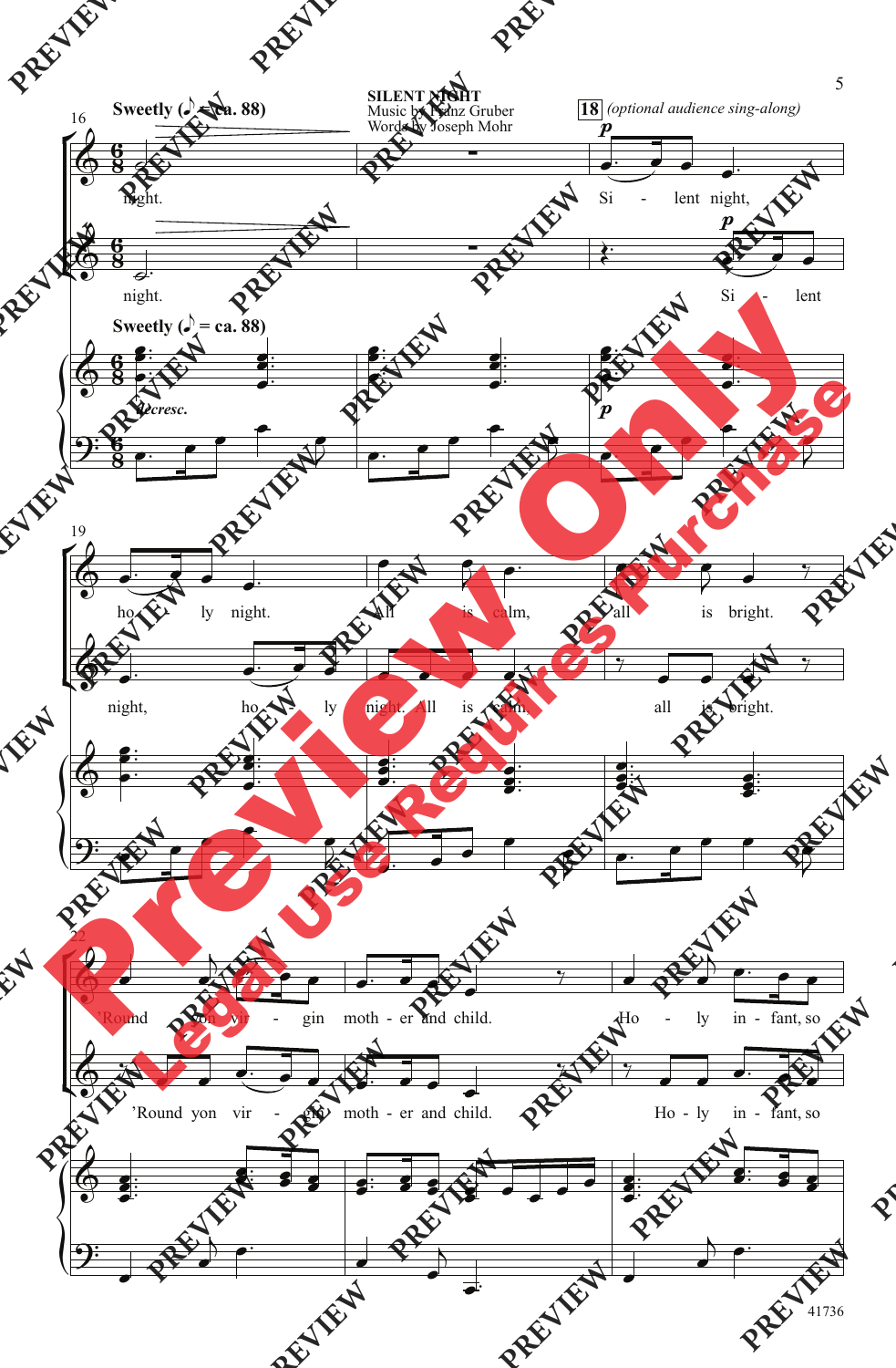**Sweetly (♪. = ca. 88)**

**SILENT NIGHT**
Music by Franz Gruber
Words by Joseph Mohr

**18** *(optional audience sing-along)*

night.

Si - lent night, ho - ly night. All is calm, all is bright.

'Round yon vir - gin moth - er and child. Ho - ly in - fant, so

*decresc.*

*p*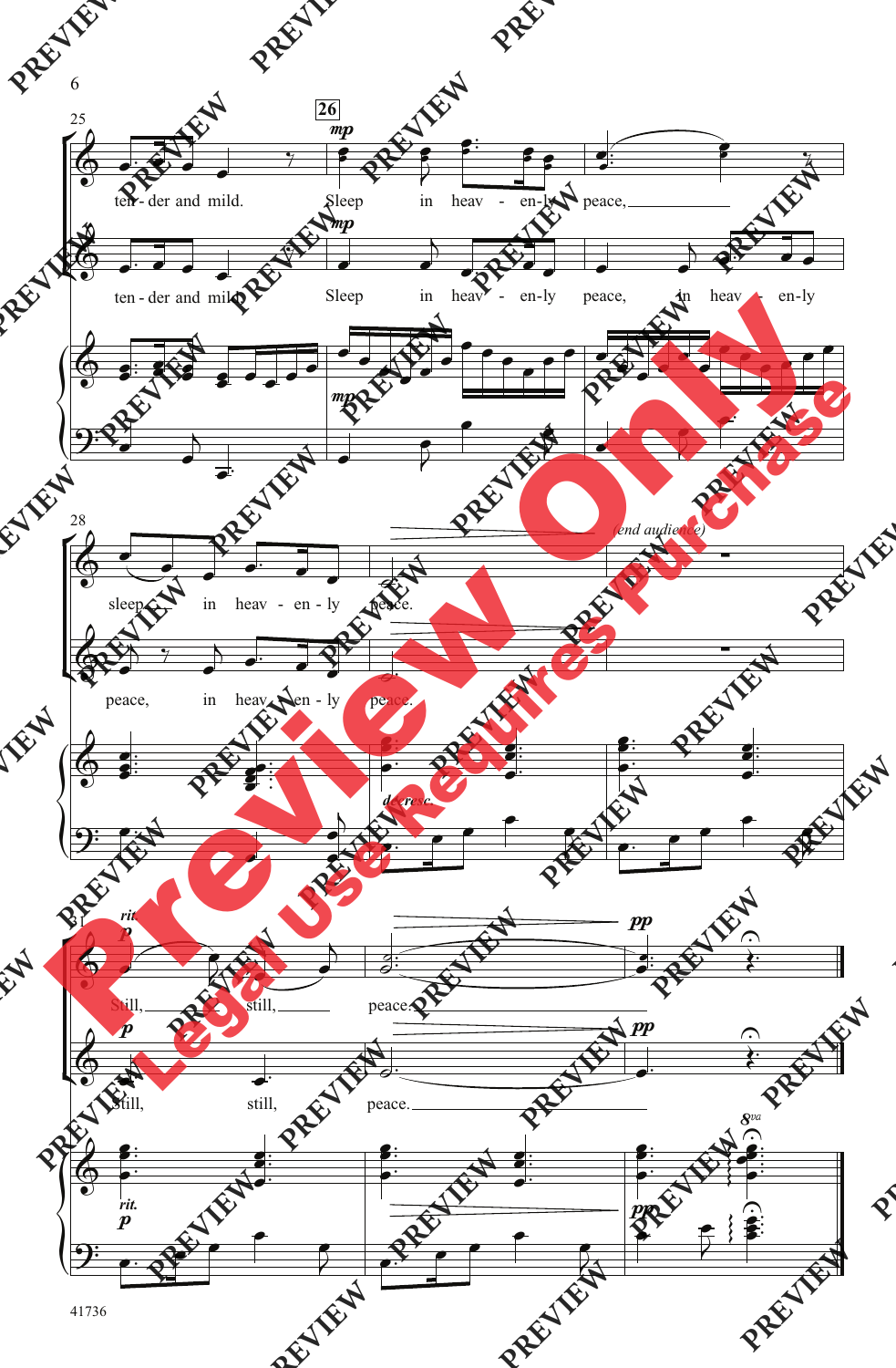25

**26**

*mp*

ten - der and mild. Sleep in heav - en-ly peace,

*mp*

ten - der and mild. Sleep in heav - en-ly peace, in heav - en-ly

*mp*

28

(end audience)

sleep in heav - en - ly peace.

peace, in heav - en - ly peace.

*decresc.*

31

*rit.*

*p*

Still, still, peace.

*pp*

*p*

Still, still, peace.

*pp*

*rit.*

*p*

*pp*

*8va*